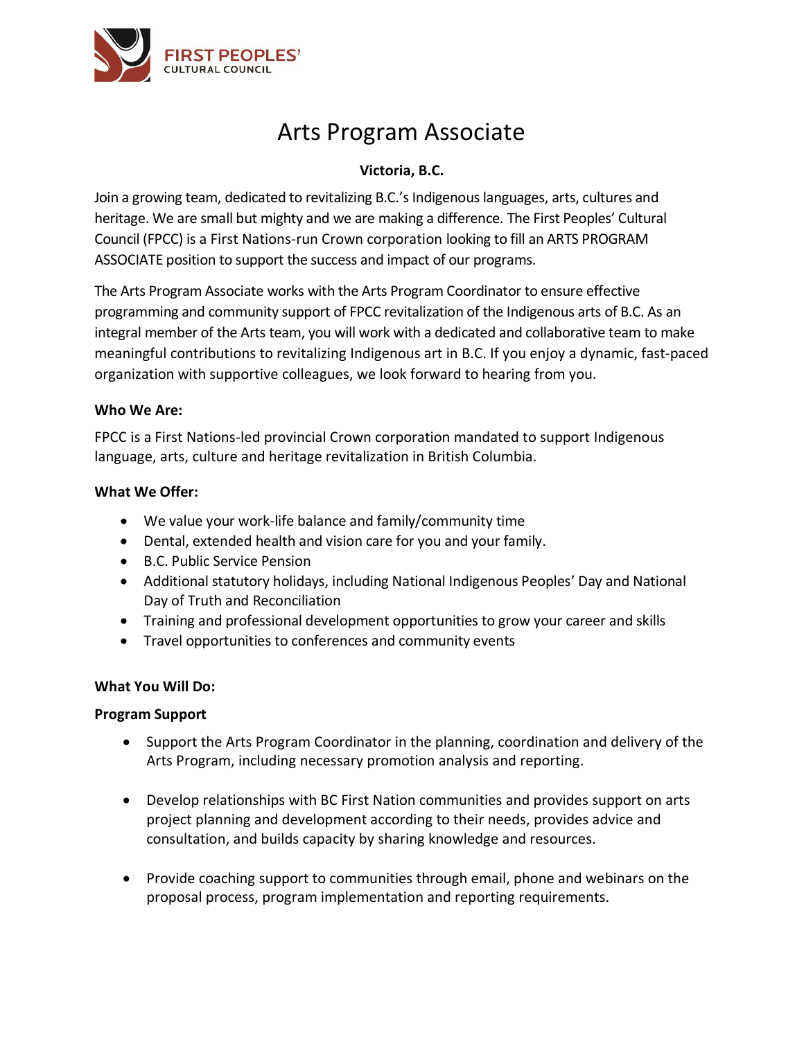FIRST PEOPLES' CULTURAL COUNCIL

# Arts Program Associate

**Victoria, B.C.**

Join a growing team, dedicated to revitalizing B.C.'s Indigenous languages, arts, cultures and heritage. We are small but mighty and we are making a difference. The First Peoples' Cultural Council (FPCC) is a First Nations-run Crown corporation looking to fill an ARTS PROGRAM ASSOCIATE position to support the success and impact of our programs.

The Arts Program Associate works with the Arts Program Coordinator to ensure effective programming and community support of FPCC revitalization of the Indigenous arts of B.C. As an integral member of the Arts team, you will work with a dedicated and collaborative team to make meaningful contributions to revitalizing Indigenous art in B.C. If you enjoy a dynamic, fast-paced organization with supportive colleagues, we look forward to hearing from you.

**Who We Are:**

FPCC is a First Nations-led provincial Crown corporation mandated to support Indigenous language, arts, culture and heritage revitalization in British Columbia.

**What We Offer:**

- We value your work-life balance and family/community time
- Dental, extended health and vision care for you and your family.
- B.C. Public Service Pension
- Additional statutory holidays, including National Indigenous Peoples' Day and National Day of Truth and Reconciliation
- Training and professional development opportunities to grow your career and skills
- Travel opportunities to conferences and community events

**What You Will Do:**

**Program Support**

- Support the Arts Program Coordinator in the planning, coordination and delivery of the Arts Program, including necessary promotion analysis and reporting.
- Develop relationships with BC First Nation communities and provides support on arts project planning and development according to their needs, provides advice and consultation, and builds capacity by sharing knowledge and resources.
- Provide coaching support to communities through email, phone and webinars on the proposal process, program implementation and reporting requirements.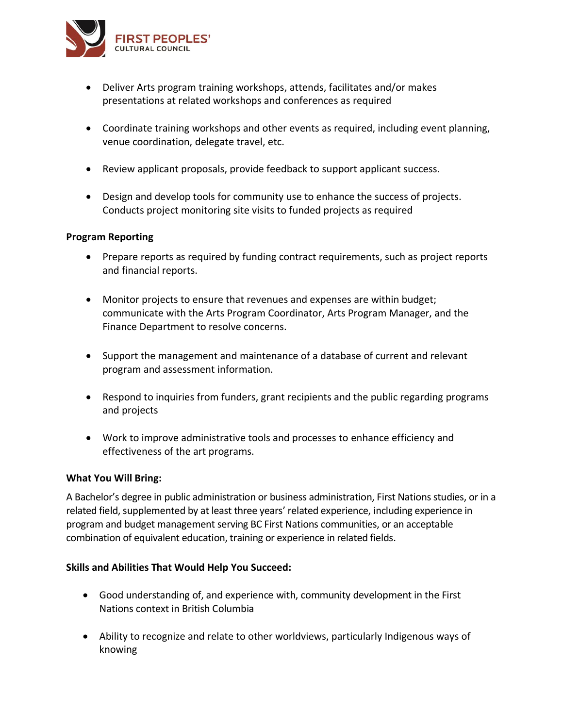- Deliver Arts program training workshops, attends, facilitates and/or makes presentations at related workshops and conferences as required

- Coordinate training workshops and other events as required, including event planning, venue coordination, delegate travel, etc.

- Review applicant proposals, provide feedback to support applicant success.

- Design and develop tools for community use to enhance the success of projects. Conducts project monitoring site visits to funded projects as required

**Program Reporting**

- Prepare reports as required by funding contract requirements, such as project reports and financial reports.

- Monitor projects to ensure that revenues and expenses are within budget; communicate with the Arts Program Coordinator, Arts Program Manager, and the Finance Department to resolve concerns.

- Support the management and maintenance of a database of current and relevant program and assessment information.

- Respond to inquiries from funders, grant recipients and the public regarding programs and projects

- Work to improve administrative tools and processes to enhance efficiency and effectiveness of the art programs.

**What You Will Bring:**

A Bachelor's degree in public administration or business administration, First Nations studies, or in a related field, supplemented by at least three years' related experience, including experience in program and budget management serving BC First Nations communities, or an acceptable combination of equivalent education, training or experience in related fields.

**Skills and Abilities That Would Help You Succeed:**

- Good understanding of, and experience with, community development in the First Nations context in British Columbia

- Ability to recognize and relate to other worldviews, particularly Indigenous ways of knowing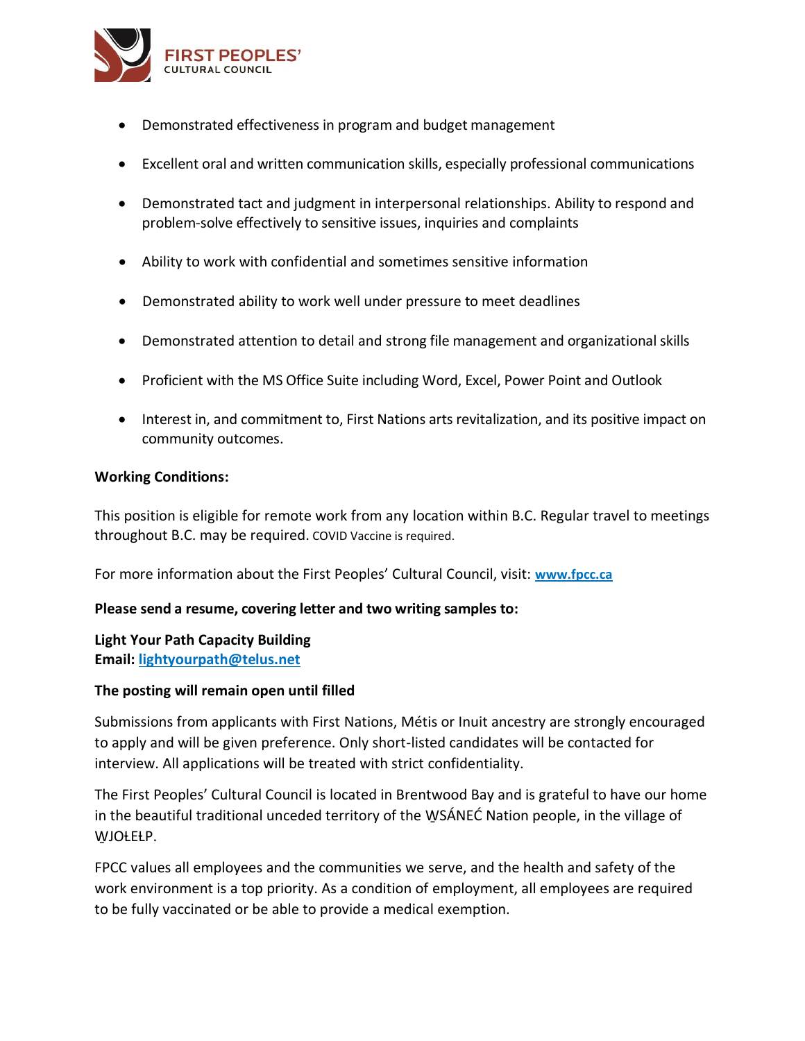- Demonstrated effectiveness in program and budget management
- Excellent oral and written communication skills, especially professional communications
- Demonstrated tact and judgment in interpersonal relationships. Ability to respond and problem-solve effectively to sensitive issues, inquiries and complaints
- Ability to work with confidential and sometimes sensitive information
- Demonstrated ability to work well under pressure to meet deadlines
- Demonstrated attention to detail and strong file management and organizational skills
- Proficient with the MS Office Suite including Word, Excel, Power Point and Outlook
- Interest in, and commitment to, First Nations arts revitalization, and its positive impact on community outcomes.

**Working Conditions:**

This position is eligible for remote work from any location within B.C. Regular travel to meetings throughout B.C. may be required. COVID Vaccine is required.

For more information about the First Peoples' Cultural Council, visit: **www.fpcc.ca**

**Please send a resume, covering letter and two writing samples to:**

**Light Your Path Capacity Building**
**Email: lightyourpath@telus.net**

**The posting will remain open until filled**

Submissions from applicants with First Nations, Métis or Inuit ancestry are strongly encouraged to apply and will be given preference. Only short-listed candidates will be contacted for interview. All applications will be treated with strict confidentiality.

The First Peoples' Cultural Council is located in Brentwood Bay and is grateful to have our home in the beautiful traditional unceded territory of the W̱SÁNEĆ Nation people, in the village of W̱JOȽEȽP.

FPCC values all employees and the communities we serve, and the health and safety of the work environment is a top priority. As a condition of employment, all employees are required to be fully vaccinated or be able to provide a medical exemption.